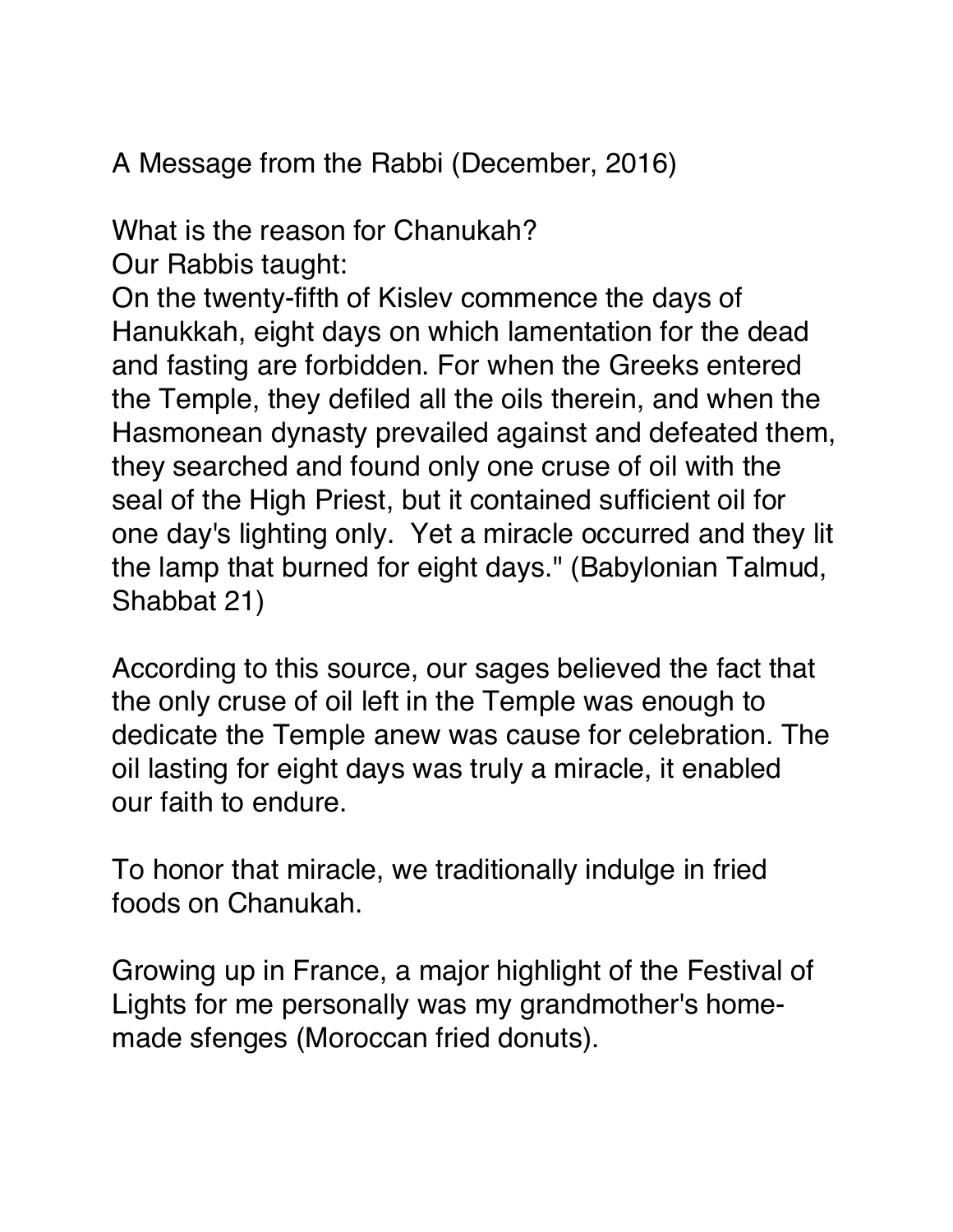A Message from the Rabbi (December, 2016)

What is the reason for Chanukah?
Our Rabbis taught:
On the twenty-fifth of Kislev commence the days of Hanukkah, eight days on which lamentation for the dead and fasting are forbidden. For when the Greeks entered the Temple, they defiled all the oils therein, and when the Hasmonean dynasty prevailed against and defeated them, they searched and found only one cruse of oil with the seal of the High Priest, but it contained sufficient oil for one day's lighting only. Yet a miracle occurred and they lit the lamp that burned for eight days." (Babylonian Talmud, Shabbat 21)

According to this source, our sages believed the fact that the only cruse of oil left in the Temple was enough to dedicate the Temple anew was cause for celebration. The oil lasting for eight days was truly a miracle, it enabled our faith to endure.

To honor that miracle, we traditionally indulge in fried foods on Chanukah.

Growing up in France, a major highlight of the Festival of Lights for me personally was my grandmother's home-made sfenges (Moroccan fried donuts).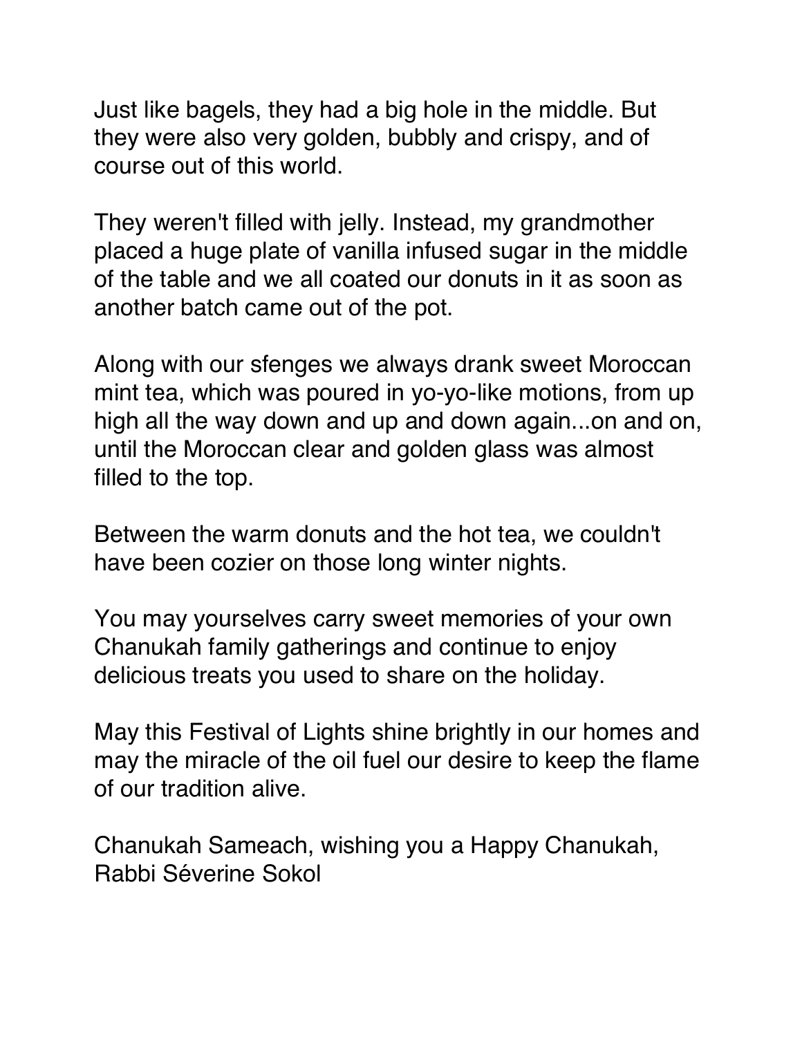Just like bagels, they had a big hole in the middle. But they were also very golden, bubbly and crispy, and of course out of this world.

They weren't filled with jelly. Instead, my grandmother placed a huge plate of vanilla infused sugar in the middle of the table and we all coated our donuts in it as soon as another batch came out of the pot.

Along with our sfenges we always drank sweet Moroccan mint tea, which was poured in yo-yo-like motions, from up high all the way down and up and down again...on and on, until the Moroccan clear and golden glass was almost filled to the top.

Between the warm donuts and the hot tea, we couldn't have been cozier on those long winter nights.

You may yourselves carry sweet memories of your own Chanukah family gatherings and continue to enjoy delicious treats you used to share on the holiday.

May this Festival of Lights shine brightly in our homes and may the miracle of the oil fuel our desire to keep the flame of our tradition alive.

Chanukah Sameach, wishing you a Happy Chanukah,
Rabbi Séverine Sokol